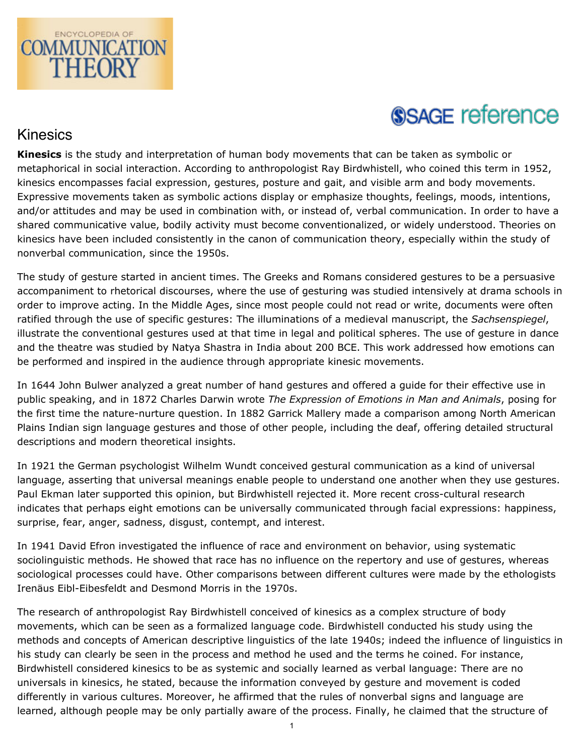# Kinesics

**Kinesics** is the study and interpretation of human body movements that can be taken as symbolic or metaphorical in social interaction. According to anthropologist Ray Birdwhistell, who coined this term in 1952, kinesics encompasses facial expression, gestures, posture and gait, and visible arm and body movements. Expressive movements taken as symbolic actions display or emphasize thoughts, feelings, moods, intentions, and/or attitudes and may be used in combination with, or instead of, verbal communication. In order to have a shared communicative value, bodily activity must become conventionalized, or widely understood. Theories on kinesics have been included consistently in the canon of communication theory, especially within the study of nonverbal communication, since the 1950s.

The study of gesture started in ancient times. The Greeks and Romans considered gestures to be a persuasive accompaniment to rhetorical discourses, where the use of gesturing was studied intensively at drama schools in order to improve acting. In the Middle Ages, since most people could not read or write, documents were often ratified through the use of specific gestures: The illuminations of a medieval manuscript, the *Sachsenspiegel*, illustrate the conventional gestures used at that time in legal and political spheres. The use of gesture in dance and the theatre was studied by Natya Shastra in India about 200 BCE. This work addressed how emotions can be performed and inspired in the audience through appropriate kinesic movements.

In 1644 John Bulwer analyzed a great number of hand gestures and offered a guide for their effective use in public speaking, and in 1872 Charles Darwin wrote *The Expression of Emotions in Man and Animals*, posing for the first time the nature-nurture question. In 1882 Garrick Mallery made a comparison among North American Plains Indian sign language gestures and those of other people, including the deaf, offering detailed structural descriptions and modern theoretical insights.

In 1921 the German psychologist Wilhelm Wundt conceived gestural communication as a kind of universal language, asserting that universal meanings enable people to understand one another when they use gestures. Paul Ekman later supported this opinion, but Birdwhistell rejected it. More recent cross-cultural research indicates that perhaps eight emotions can be universally communicated through facial expressions: happiness, surprise, fear, anger, sadness, disgust, contempt, and interest.

In 1941 David Efron investigated the influence of race and environment on behavior, using systematic sociolinguistic methods. He showed that race has no influence on the repertory and use of gestures, whereas sociological processes could have. Other comparisons between different cultures were made by the ethologists Irenäus Eibl-Eibesfeldt and Desmond Morris in the 1970s.

The research of anthropologist Ray Birdwhistell conceived of kinesics as a complex structure of body movements, which can be seen as a formalized language code. Birdwhistell conducted his study using the methods and concepts of American descriptive linguistics of the late 1940s; indeed the influence of linguistics in his study can clearly be seen in the process and method he used and the terms he coined. For instance, Birdwhistell considered kinesics to be as systemic and socially learned as verbal language: There are no universals in kinesics, he stated, because the information conveyed by gesture and movement is coded differently in various cultures. Moreover, he affirmed that the rules of nonverbal signs and language are learned, although people may be only partially aware of the process. Finally, he claimed that the structure of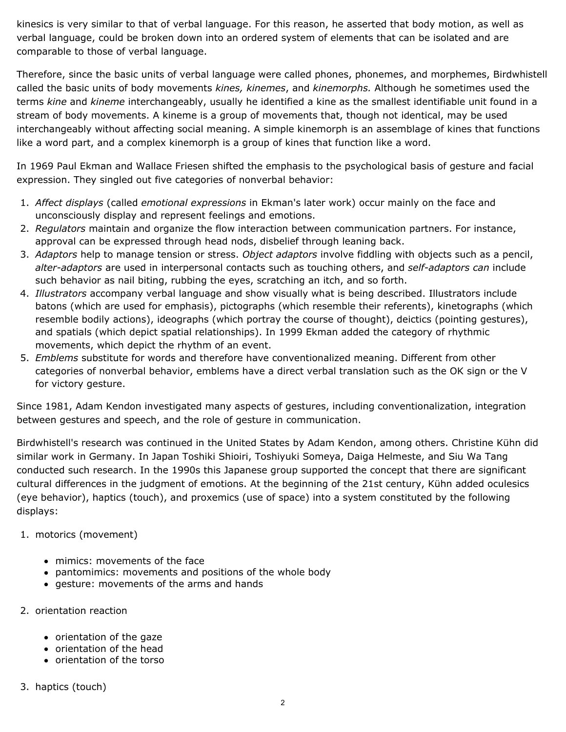kinesics is very similar to that of verbal language. For this reason, he asserted that body motion, as well as verbal language, could be broken down into an ordered system of elements that can be isolated and are comparable to those of verbal language.

Therefore, since the basic units of verbal language were called phones, phonemes, and morphemes, Birdwhistell called the basic units of body movements *kines, kinemes*, and *kinemorphs.* Although he sometimes used the terms *kine* and *kineme* interchangeably, usually he identified a kine as the smallest identifiable unit found in a stream of body movements. A kineme is a group of movements that, though not identical, may be used interchangeably without affecting social meaning. A simple kinemorph is an assemblage of kines that functions like a word part, and a complex kinemorph is a group of kines that function like a word.

In 1969 Paul Ekman and Wallace Friesen shifted the emphasis to the psychological basis of gesture and facial expression. They singled out five categories of nonverbal behavior:

1. *Affect displays* (called *emotional expressions* in Ekman's later work) occur mainly on the face and unconsciously display and represent feelings and emotions.
2. *Regulators* maintain and organize the flow interaction between communication partners. For instance, approval can be expressed through head nods, disbelief through leaning back.
3. *Adaptors* help to manage tension or stress. *Object adaptors* involve fiddling with objects such as a pencil, *alter-adaptors* are used in interpersonal contacts such as touching others, and *self-adaptors can* include such behavior as nail biting, rubbing the eyes, scratching an itch, and so forth.
4. *Illustrators* accompany verbal language and show visually what is being described. Illustrators include batons (which are used for emphasis), pictographs (which resemble their referents), kinetographs (which resemble bodily actions), ideographs (which portray the course of thought), deictics (pointing gestures), and spatials (which depict spatial relationships). In 1999 Ekman added the category of rhythmic movements, which depict the rhythm of an event.
5. *Emblems* substitute for words and therefore have conventionalized meaning. Different from other categories of nonverbal behavior, emblems have a direct verbal translation such as the OK sign or the V for victory gesture.

Since 1981, Adam Kendon investigated many aspects of gestures, including conventionalization, integration between gestures and speech, and the role of gesture in communication.

Birdwhistell's research was continued in the United States by Adam Kendon, among others. Christine Kühn did similar work in Germany. In Japan Toshiki Shioiri, Toshiyuki Someya, Daiga Helmeste, and Siu Wa Tang conducted such research. In the 1990s this Japanese group supported the concept that there are significant cultural differences in the judgment of emotions. At the beginning of the 21st century, Kühn added oculesics (eye behavior), haptics (touch), and proxemics (use of space) into a system constituted by the following displays:

1. motorics (movement)
   - mimics: movements of the face
   - pantomimics: movements and positions of the whole body
   - gesture: movements of the arms and hands
2. orientation reaction
   - orientation of the gaze
   - orientation of the head
   - orientation of the torso
3. haptics (touch)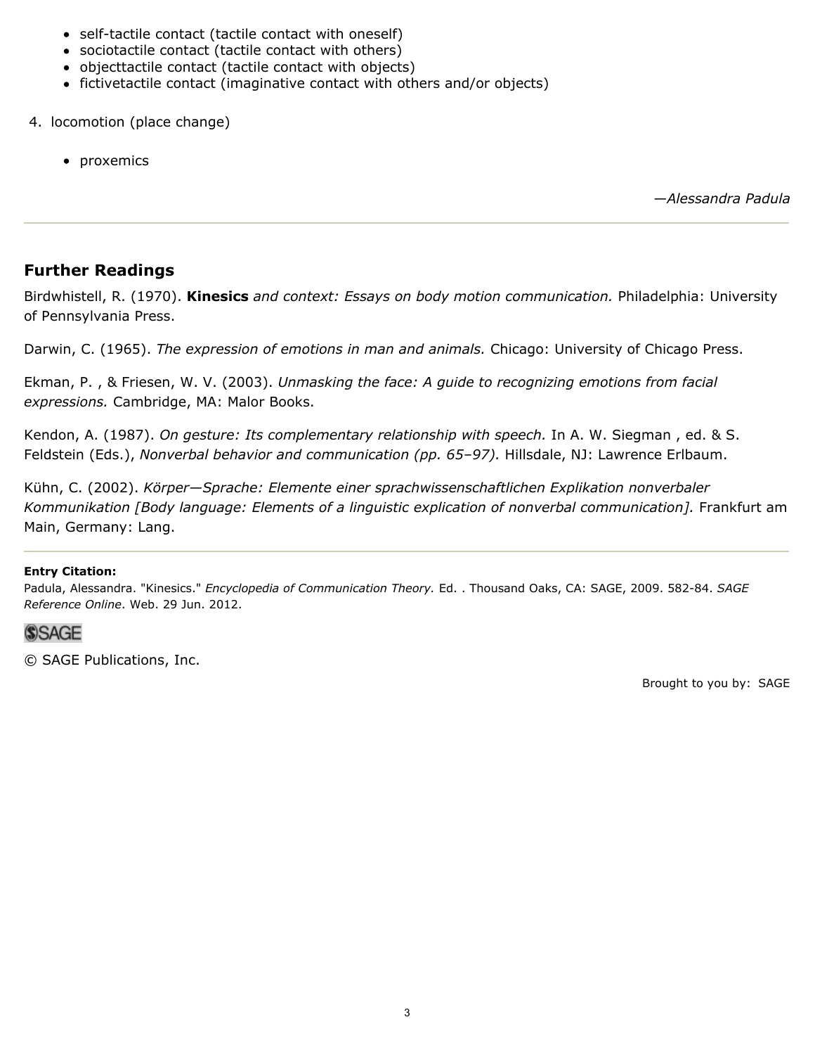- self-tactile contact (tactile contact with oneself)
- sociotactile contact (tactile contact with others)
- objecttactile contact (tactile contact with objects)
- fictivetactile contact (imaginative contact with others and/or objects)

4. locomotion (place change)

    - proxemics

*—Alessandra Padula*

---

## Further Readings

Birdwhistell, R. (1970). **Kinesics** *and context: Essays on body motion communication.* Philadelphia: University of Pennsylvania Press.

Darwin, C. (1965). *The expression of emotions in man and animals.* Chicago: University of Chicago Press.

Ekman, P. , & Friesen, W. V. (2003). *Unmasking the face: A guide to recognizing emotions from facial expressions.* Cambridge, MA: Malor Books.

Kendon, A. (1987). *On gesture: Its complementary relationship with speech.* In A. W. Siegman , ed. & S. Feldstein (Eds.), *Nonverbal behavior and communication (pp. 65–97).* Hillsdale, NJ: Lawrence Erlbaum.

Kühn, C. (2002). *Körper—Sprache: Elemente einer sprachwissenschaftlichen Explikation nonverbaler Kommunikation [Body language: Elements of a linguistic explication of nonverbal communication].* Frankfurt am Main, Germany: Lang.

---

**Entry Citation:**

Padula, Alessandra. "Kinesics." *Encyclopedia of Communication Theory.* Ed. . Thousand Oaks, CA: SAGE, 2009. 582-84. *SAGE Reference Online*. Web. 29 Jun. 2012.

SAGE

© SAGE Publications, Inc.

Brought to you by: SAGE